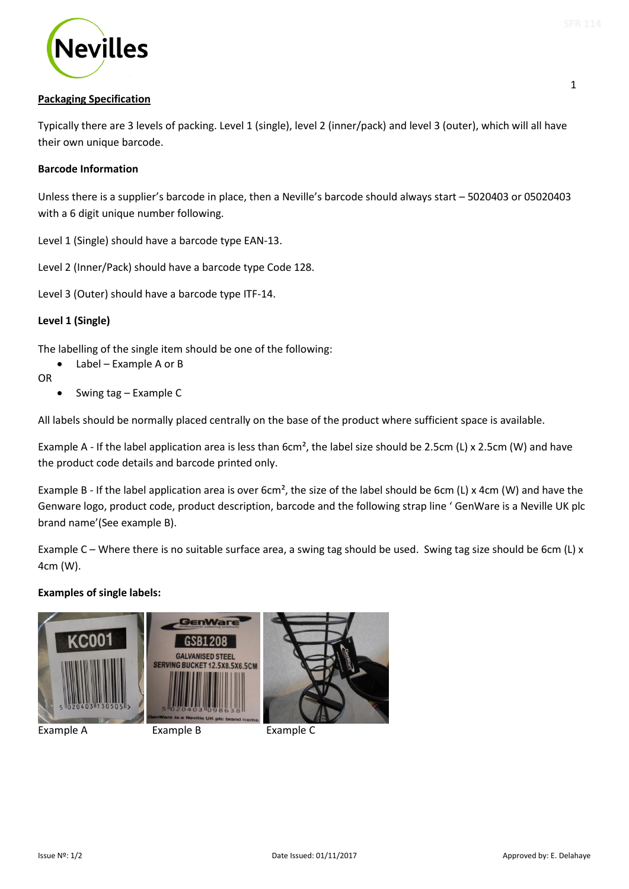## Packaging Specification

Typically there are 3 levels of packing. Level 1 (single), level 2 (inner/pack) and level 3 (outer), which will all have their own unique barcode.

### Barcode Information

Unless there is a supplier's barcode in place, then a Neville's barcode should always start – 5020403 or 05020403 with a 6 digit unique number following.

Level 1 (Single) should have a barcode type EAN-13.

Level 2 (Inner/Pack) should have a barcode type Code 128.

Level 3 (Outer) should have a barcode type ITF-14.

### Level 1 (Single)

The labelling of the single item should be one of the following:

- Label – Example A or B

OR

- Swing tag – Example C

All labels should be normally placed centrally on the base of the product where sufficient space is available.

Example A - If the label application area is less than 6cm², the label size should be 2.5cm (L) x 2.5cm (W) and have the product code details and barcode printed only.

Example B - If the label application area is over 6cm², the size of the label should be 6cm (L) x 4cm (W) and have the Genware logo, product code, product description, barcode and the following strap line ' GenWare is a Neville UK plc brand name'(See example B).

Example C – Where there is no suitable surface area, a swing tag should be used. Swing tag size should be 6cm (L) x 4cm (W).

**Examples of single labels:**

Example A

Example B

Example C

Issue Nº: 1/2 Date Issued: 01/11/2017 Approved by: E. Delahaye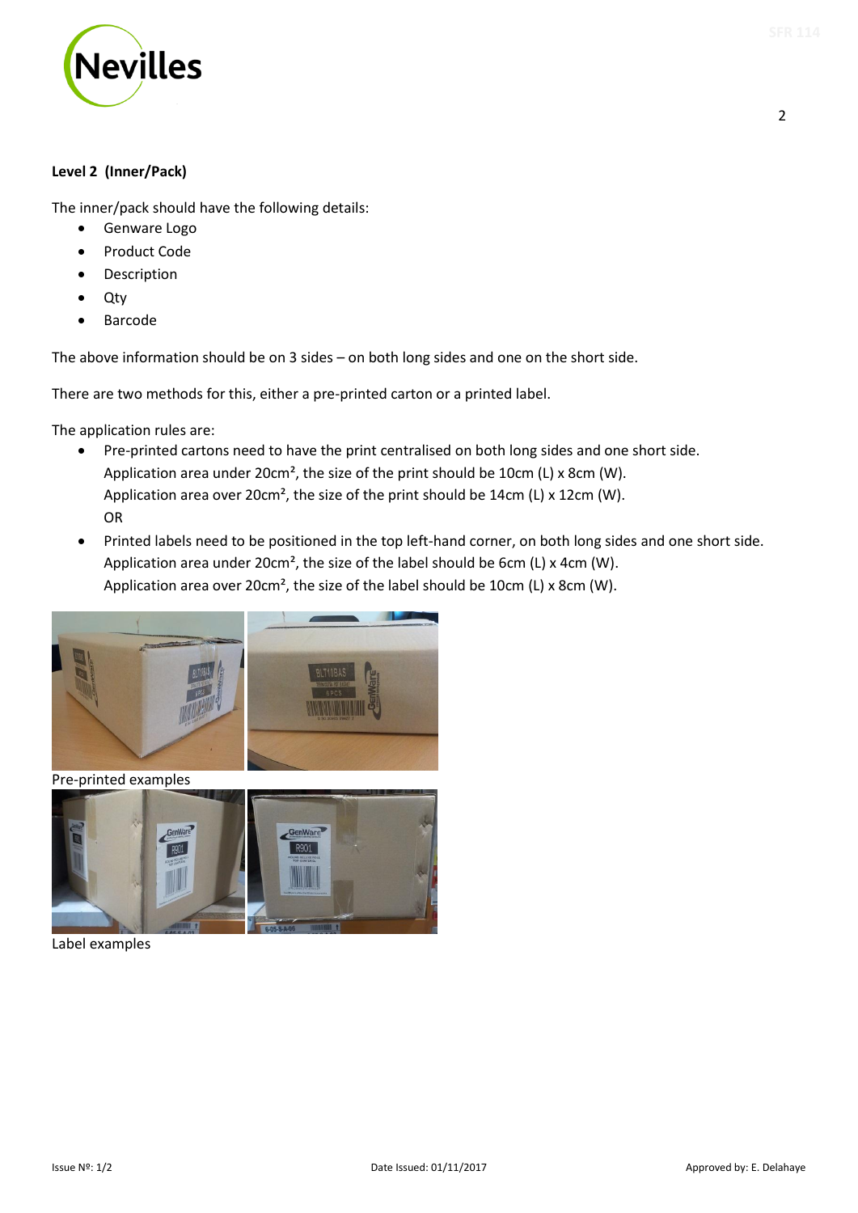**Level 2 (Inner/Pack)**

The inner/pack should have the following details:

- Genware Logo
- Product Code
- Description
- Qty
- Barcode

The above information should be on 3 sides – on both long sides and one on the short side.

There are two methods for this, either a pre-printed carton or a printed label.

The application rules are:

- Pre-printed cartons need to have the print centralised on both long sides and one short side.
  Application area under $20cm^2$, the size of the print should be 10cm (L) x 8cm (W).
  Application area over $20cm^2$, the size of the print should be 14cm (L) x 12cm (W).
  OR
- Printed labels need to be positioned in the top left-hand corner, on both long sides and one short side.
  Application area under $20cm^2$, the size of the label should be 6cm (L) x 4cm (W).
  Application area over $20cm^2$, the size of the label should be 10cm (L) x 8cm (W).

Pre-printed examples

Label examples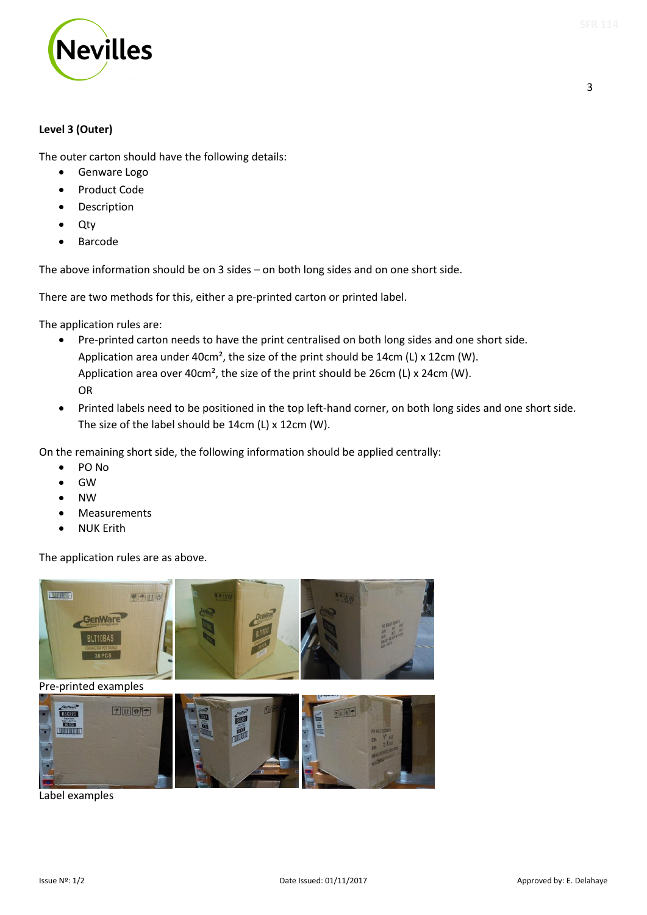### Level 3 (Outer)

The outer carton should have the following details:

- Genware Logo
- Product Code
- Description
- Qty
- Barcode

The above information should be on 3 sides – on both long sides and on one short side.

There are two methods for this, either a pre-printed carton or printed label.

The application rules are:

- Pre-printed carton needs to have the print centralised on both long sides and one short side. Application area under 40cm², the size of the print should be 14cm (L) x 12cm (W). Application area over 40cm², the size of the print should be 26cm (L) x 24cm (W).
  OR
- Printed labels need to be positioned in the top left-hand corner, on both long sides and one short side. The size of the label should be 14cm (L) x 12cm (W).

On the remaining short side, the following information should be applied centrally:

- PO No
- GW
- NW
- Measurements
- NUK Erith

The application rules are as above.

Pre-printed examples

Label examples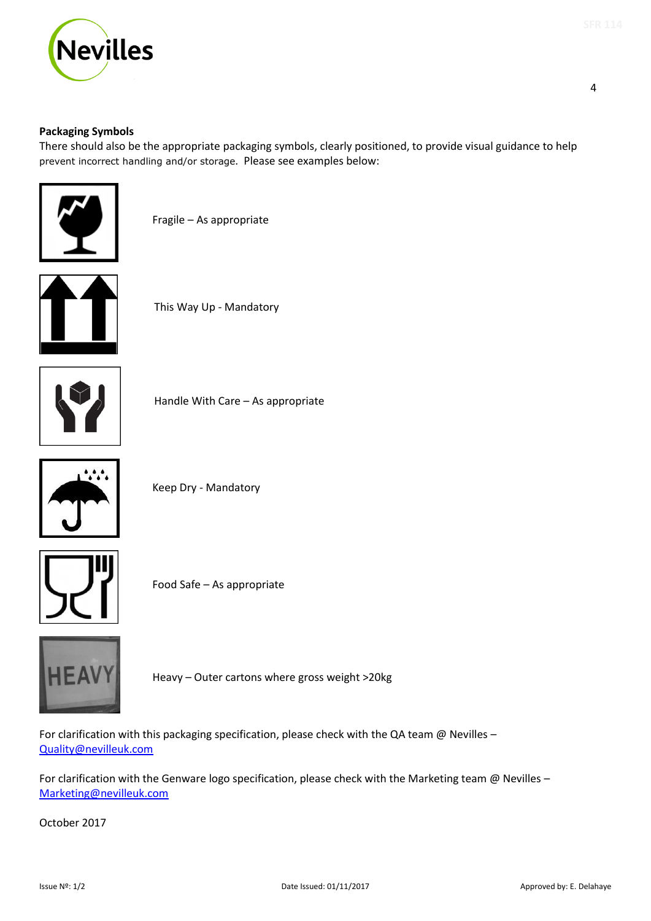**Packaging Symbols**

There should also be the appropriate packaging symbols, clearly positioned, to provide visual guidance to help prevent incorrect handling and/or storage. Please see examples below:

Fragile – As appropriate

This Way Up - Mandatory

Handle With Care – As appropriate

Keep Dry - Mandatory

Food Safe – As appropriate

HEAVY

Heavy – Outer cartons where gross weight >20kg

For clarification with this packaging specification, please check with the QA team @ Nevilles – Quality@nevilleuk.com

For clarification with the Genware logo specification, please check with the Marketing team @ Nevilles – Marketing@nevilleuk.com

October 2017

Issue Nº: 1/2 Date Issued: 01/11/2017 Approved by: E. Delahaye